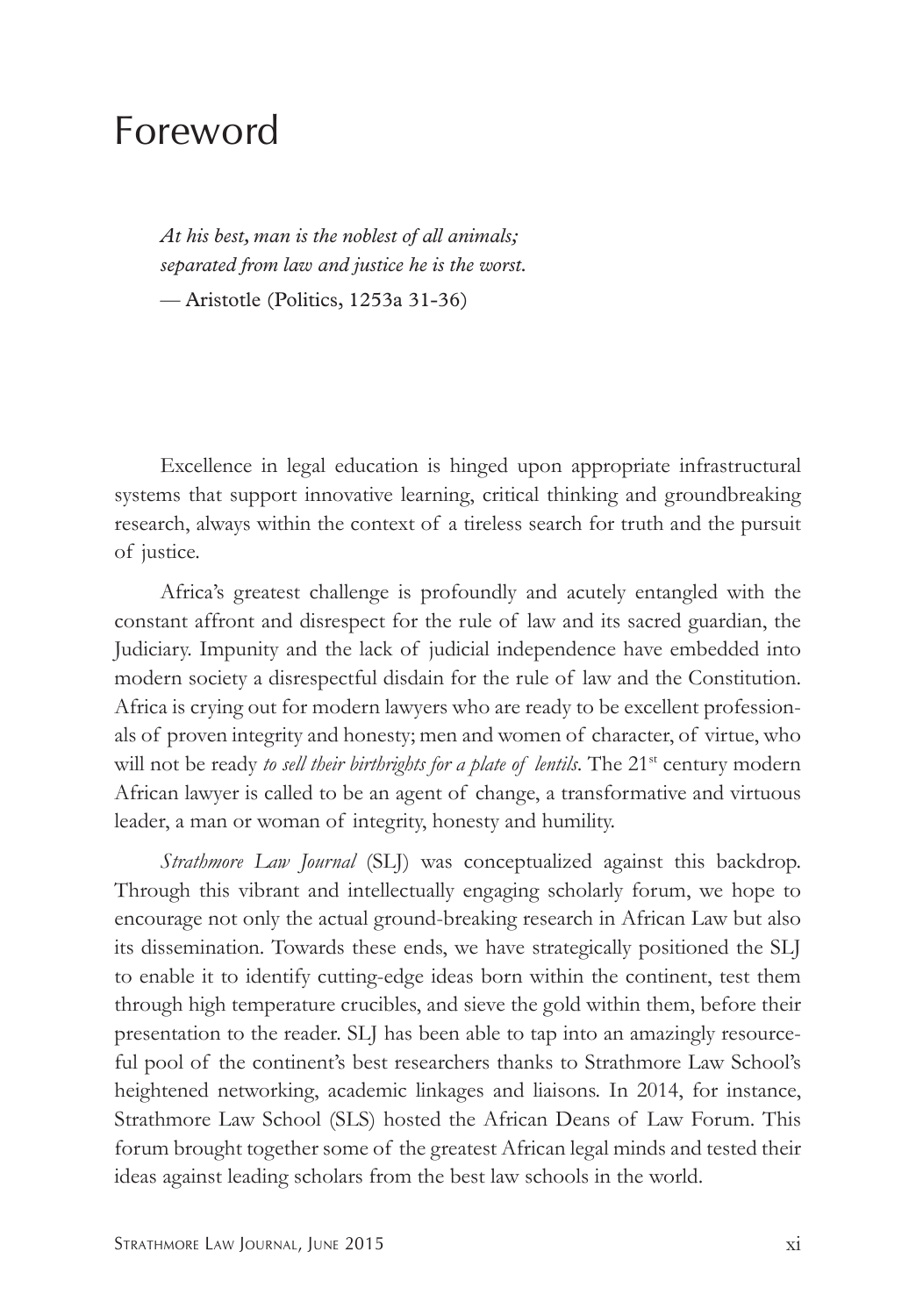# Foreword

> *At his best, man is the noblest of all animals; separated from law and justice he is the worst.*
>
> — Aristotle (Politics, 1253a 31-36)

Excellence in legal education is hinged upon appropriate infrastructural systems that support innovative learning, critical thinking and groundbreaking research, always within the context of a tireless search for truth and the pursuit of justice.

Africa's greatest challenge is profoundly and acutely entangled with the constant affront and disrespect for the rule of law and its sacred guardian, the Judiciary. Impunity and the lack of judicial independence have embedded into modern society a disrespectful disdain for the rule of law and the Constitution. Africa is crying out for modern lawyers who are ready to be excellent professionals of proven integrity and honesty; men and women of character, of virtue, who will not be ready *to sell their birthrights for a plate of lentils*. The 21st century modern African lawyer is called to be an agent of change, a transformative and virtuous leader, a man or woman of integrity, honesty and humility.

*Strathmore Law Journal* (SLJ) was conceptualized against this backdrop. Through this vibrant and intellectually engaging scholarly forum, we hope to encourage not only the actual ground-breaking research in African Law but also its dissemination. Towards these ends, we have strategically positioned the SLJ to enable it to identify cutting-edge ideas born within the continent, test them through high temperature crucibles, and sieve the gold within them, before their presentation to the reader. SLJ has been able to tap into an amazingly resourceful pool of the continent's best researchers thanks to Strathmore Law School's heightened networking, academic linkages and liaisons. In 2014, for instance, Strathmore Law School (SLS) hosted the African Deans of Law Forum. This forum brought together some of the greatest African legal minds and tested their ideas against leading scholars from the best law schools in the world.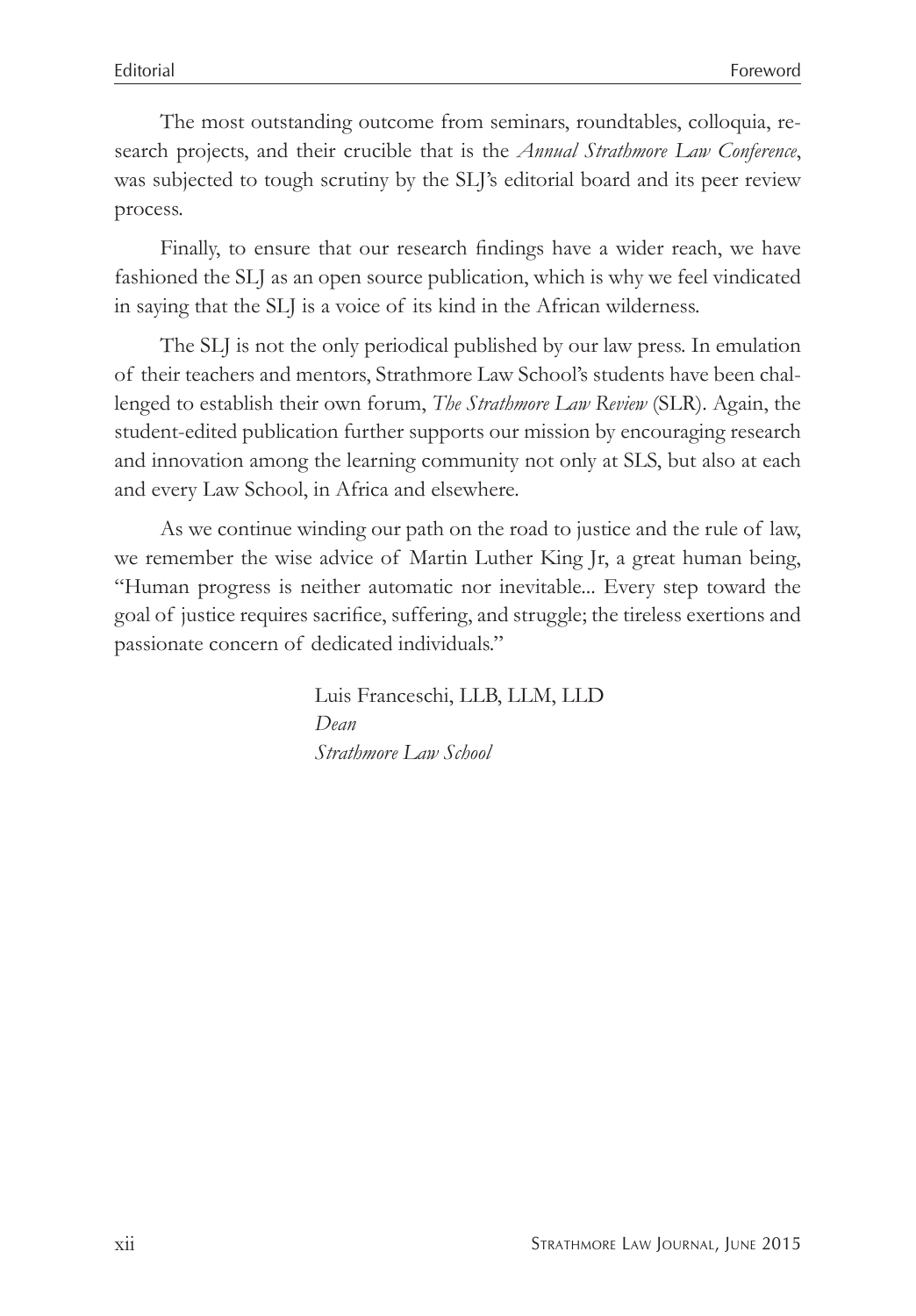The most outstanding outcome from seminars, roundtables, colloquia, research projects, and their crucible that is the *Annual Strathmore Law Conference*, was subjected to tough scrutiny by the SLJ's editorial board and its peer review process.

Finally, to ensure that our research findings have a wider reach, we have fashioned the SLJ as an open source publication, which is why we feel vindicated in saying that the SLJ is a voice of its kind in the African wilderness.

The SLJ is not the only periodical published by our law press. In emulation of their teachers and mentors, Strathmore Law School's students have been challenged to establish their own forum, *The Strathmore Law Review* (SLR). Again, the student-edited publication further supports our mission by encouraging research and innovation among the learning community not only at SLS, but also at each and every Law School, in Africa and elsewhere.

As we continue winding our path on the road to justice and the rule of law, we remember the wise advice of Martin Luther King Jr, a great human being, "Human progress is neither automatic nor inevitable... Every step toward the goal of justice requires sacrifice, suffering, and struggle; the tireless exertions and passionate concern of dedicated individuals."

Luis Franceschi, LLB, LLM, LLD
*Dean*
*Strathmore Law School*